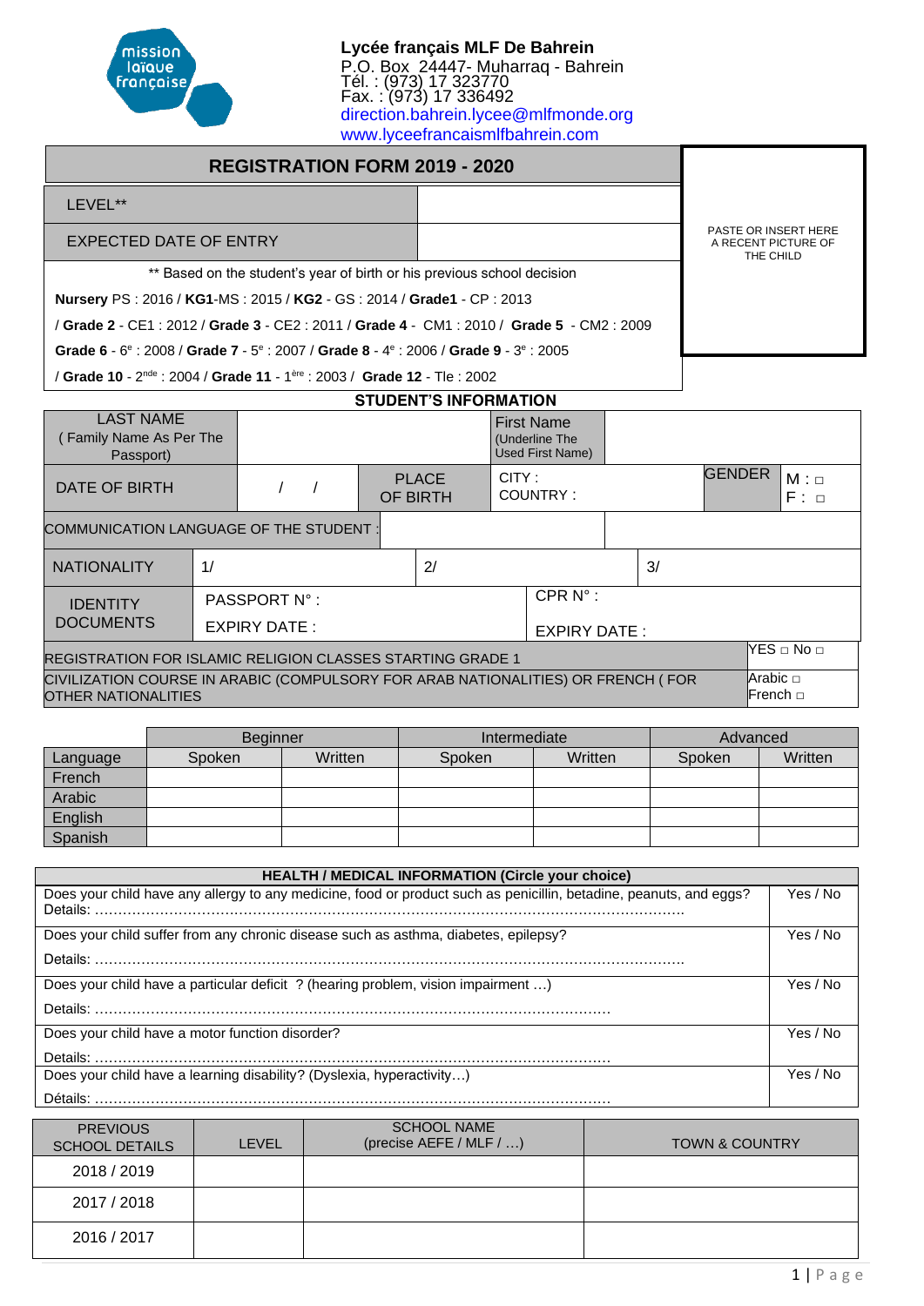**Lycée français MLF De Bahrein**
P.O. Box 24447- Muharraq - Bahrein
Tél. : (973) 17 323770
Fax. : (973) 17 336492
direction.bahrein.lycee@mlfmonde.org
www.lyceefrancaismlfbahrein.com

# REGISTRATION FORM 2019 - 2020

| LEVEL** | |
|---|---|
| EXPECTED DATE OF ENTRY | |

PASTE OR INSERT HERE A RECENT PICTURE OF THE CHILD

** Based on the student's year of birth or his previous school decision

**Nursery** PS : 2016 / **KG1**-MS : 2015 / **KG2** - GS : 2014 / **Grade1** - CP : 2013
/ **Grade 2** - CE1 : 2012 / **Grade 3** - CE2 : 2011 / **Grade 4** - CM1 : 2010 / **Grade 5** - CM2 : 2009
**Grade 6** - 6e : 2008 / **Grade 7** - 5e : 2007 / **Grade 8** - 4e : 2006 / **Grade 9** - 3e : 2005
/ **Grade 10** - 2nde : 2004 / **Grade 11** - 1ère : 2003 / **Grade 12** - Tle : 2002

## STUDENT'S INFORMATION

| LAST NAME ( Family Name As Per The Passport) | | First Name (Underline The Used First Name) | | | |
|---|---|---|---|---|---|
| DATE OF BIRTH | / / | PLACE OF BIRTH | CITY : COUNTRY : | GENDER | M : □ F : □ |
| COMMUNICATION LANGUAGE OF THE STUDENT : | | | | | |
| NATIONALITY | 1/ | 2/ | 3/ | | |
| IDENTITY DOCUMENTS | PASSPORT N° : EXPIRY DATE : | CPR N° : EXPIRY DATE : | | | |
| REGISTRATION FOR ISLAMIC RELIGION CLASSES STARTING GRADE 1 | | | | | YES □ No □ |
| CIVILIZATION COURSE IN ARABIC (COMPULSORY FOR ARAB NATIONALITIES) OR FRENCH ( FOR OTHER NATIONALITIES | | | | | Arabic □ French □ |

| | Beginner | | Intermediate | | Advanced | |
|---|---|---|---|---|---|---|
| Language | Spoken | Written | Spoken | Written | Spoken | Written |
| French | | | | | | |
| Arabic | | | | | | |
| English | | | | | | |
| Spanish | | | | | | |

| HEALTH / MEDICAL INFORMATION (Circle your choice) | |
|---|---|
| Does your child have any allergy to any medicine, food or product such as penicillin, betadine, peanuts, and eggs? Details: ………………………………………………………………………………………………………… | Yes / No |
| Does your child suffer from any chronic disease such as asthma, diabetes, epilepsy? Details: ………………………………………………………………………………………………………… | Yes / No |
| Does your child have a particular deficit ? (hearing problem, vision impairment …) Details: ……………………………………………………………………………………………… | Yes / No |
| Does your child have a motor function disorder? Details: ……………………………………………………………………………………………… | Yes / No |
| Does your child have a learning disability? (Dyslexia, hyperactivity…) Détails: ……………………………………………………………………………………………… | Yes / No |

| PREVIOUS SCHOOL DETAILS | LEVEL | SCHOOL NAME (precise AEFE / MLF / …) | TOWN & COUNTRY |
|---|---|---|---|
| 2018 / 2019 | | | |
| 2017 / 2018 | | | |
| 2016 / 2017 | | | |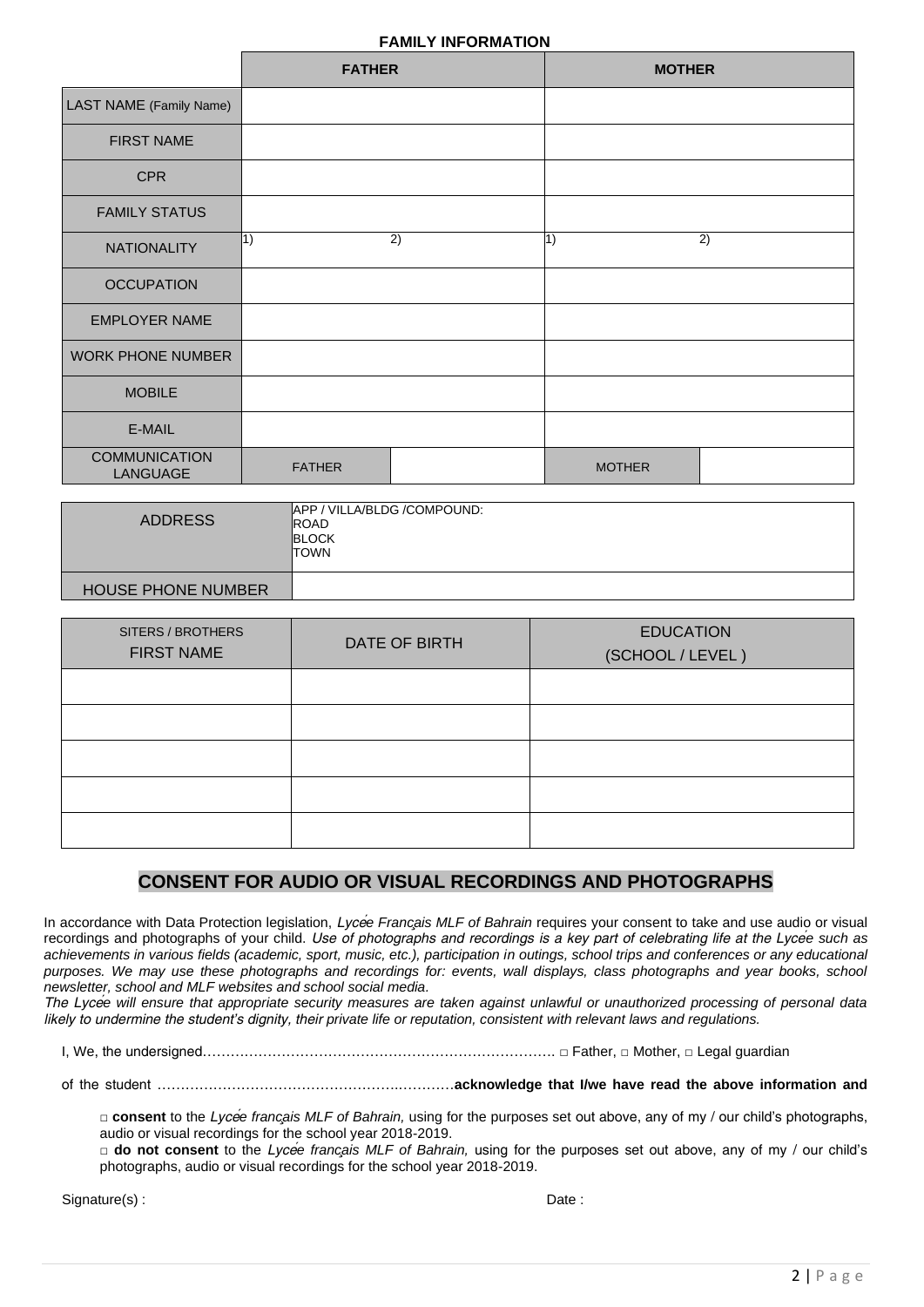## FAMILY INFORMATION

| | FATHER | | MOTHER | |
|---|---|---|---|---|
| LAST NAME (Family Name) | | | | |
| FIRST NAME | | | | |
| CPR | | | | |
| FAMILY STATUS | | | | |
| NATIONALITY | 1) | 2) | 1) | 2) |
| OCCUPATION | | | | |
| EMPLOYER NAME | | | | |
| WORK PHONE NUMBER | | | | |
| MOBILE | | | | |
| E-MAIL | | | | |
| COMMUNICATION LANGUAGE | FATHER | | MOTHER | |

| ADDRESS | APP / VILLA/BLDG /COMPOUND:<br>ROAD<br>BLOCK<br>TOWN |
|---|---|
| HOUSE PHONE NUMBER | |

| SITERS / BROTHERS FIRST NAME | DATE OF BIRTH | EDUCATION (SCHOOL / LEVEL ) |
|---|---|---|
| | | |
| | | |
| | | |
| | | |
| | | |

## CONSENT FOR AUDIO OR VISUAL RECORDINGS AND PHOTOGRAPHS

In accordance with Data Protection legislation, *Lycée Français MLF of Bahrain* requires your consent to take and use audio or visual recordings and photographs of your child. *Use of photographs and recordings is a key part of celebrating life at the Lycée such as achievements in various fields (academic, sport, music, etc.), participation in outings, school trips and conferences or any educational purposes. We may use these photographs and recordings for: events, wall displays, class photographs and year books, school newsletter, school and MLF websites and school social media.*
*The Lycée will ensure that appropriate security measures are taken against unlawful or unauthorized processing of personal data likely to undermine the student's dignity, their private life or reputation, consistent with relevant laws and regulations.*

I, We, the undersigned………………………………………………………………… □ Father, □ Mother, □ Legal guardian

of the student …………………………………………….…………**acknowledge that I/we have read the above information and**

□ **consent** to the *Lycée français MLF of Bahrain,* using for the purposes set out above, any of my / our child's photographs, audio or visual recordings for the school year 2018-2019.
□ **do not consent** to the *Lycée français MLF of Bahrain,* using for the purposes set out above, any of my / our child's photographs, audio or visual recordings for the school year 2018-2019.

Signature(s) : Date :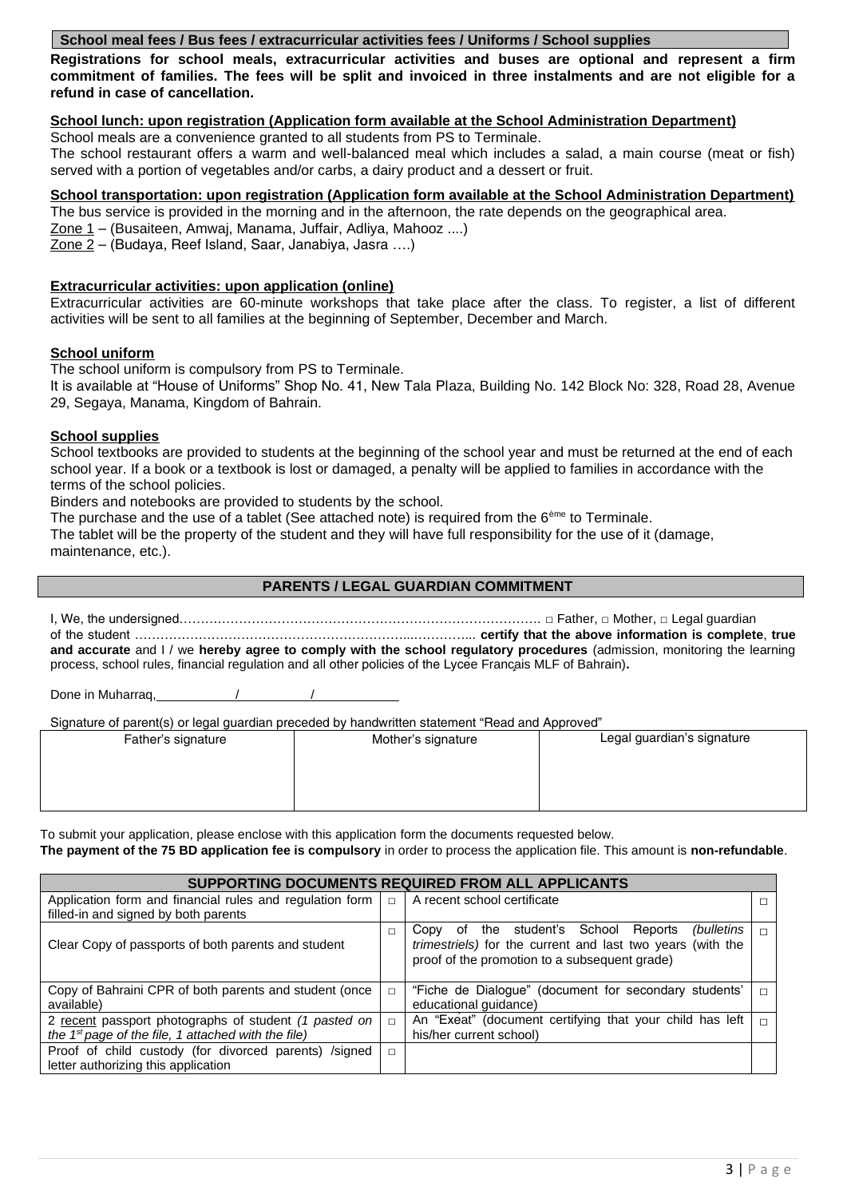## School meal fees / Bus fees / extracurricular activities fees / Uniforms / School supplies

**Registrations for school meals, extracurricular activities and buses are optional and represent a firm commitment of families. The fees will be split and invoiced in three instalments and are not eligible for a refund in case of cancellation.**

**School lunch: upon registration (Application form available at the School Administration Department)**

School meals are a convenience granted to all students from PS to Terminale.

The school restaurant offers a warm and well-balanced meal which includes a salad, a main course (meat or fish) served with a portion of vegetables and/or carbs, a dairy product and a dessert or fruit.

**School transportation: upon registration (Application form available at the School Administration Department)**

The bus service is provided in the morning and in the afternoon, the rate depends on the geographical area.

Zone 1 – (Busaiteen, Amwaj, Manama, Juffair, Adliya, Mahooz ....)

Zone 2 – (Budaya, Reef Island, Saar, Janabiya, Jasra ….)

**Extracurricular activities: upon application (online)**

Extracurricular activities are 60-minute workshops that take place after the class. To register, a list of different activities will be sent to all families at the beginning of September, December and March.

**School uniform**

The school uniform is compulsory from PS to Terminale.

It is available at "House of Uniforms" Shop No. 41, New Tala Plaza, Building No. 142 Block No: 328, Road 28, Avenue 29, Segaya, Manama, Kingdom of Bahrain.

**School supplies**

School textbooks are provided to students at the beginning of the school year and must be returned at the end of each school year. If a book or a textbook is lost or damaged, a penalty will be applied to families in accordance with the terms of the school policies.

Binders and notebooks are provided to students by the school.

The purchase and the use of a tablet (See attached note) is required from the 6ème to Terminale.

The tablet will be the property of the student and they will have full responsibility for the use of it (damage, maintenance, etc.).

## PARENTS / LEGAL GUARDIAN COMMITMENT

I, We, the undersigned…………………………………………………………………………. □ Father, □ Mother, □ Legal guardian of the student ………………………………………………………...………….. **certify that the above information is complete**, **true and accurate** and I / we **hereby agree to comply with the school regulatory procedures** (admission, monitoring the learning process, school rules, financial regulation and all other policies of the Lycée Français MLF of Bahrain)**.**

Done in Muharraq, ________/________/________

Signature of parent(s) or legal guardian preceded by handwritten statement "Read and Approved"

| Father's signature | Mother's signature | Legal guardian's signature |
|---|---|---|
| | | |

To submit your application, please enclose with this application form the documents requested below.

**The payment of the 75 BD application fee is compulsory** in order to process the application file. This amount is **non-refundable**.

| SUPPORTING DOCUMENTS REQUIRED FROM ALL APPLICANTS | | | |
|---|---|---|---|
| Application form and financial rules and regulation form filled-in and signed by both parents | □ | A recent school certificate | □ |
| Clear Copy of passports of both parents and student | □ | Copy of the student's School Reports *(bulletins trimestriels)* for the current and last two years (with the proof of the promotion to a subsequent grade) | □ |
| Copy of Bahraini CPR of both parents and student (once available) | □ | "Fiche de Dialogue" (document for secondary students' educational guidance) | □ |
| 2 recent passport photographs of student *(1 pasted on the 1st page of the file, 1 attached with the file)* | □ | An "Exeat" (document certifying that your child has left his/her current school) | □ |
| Proof of child custody (for divorced parents) /signed letter authorizing this application | □ | | |